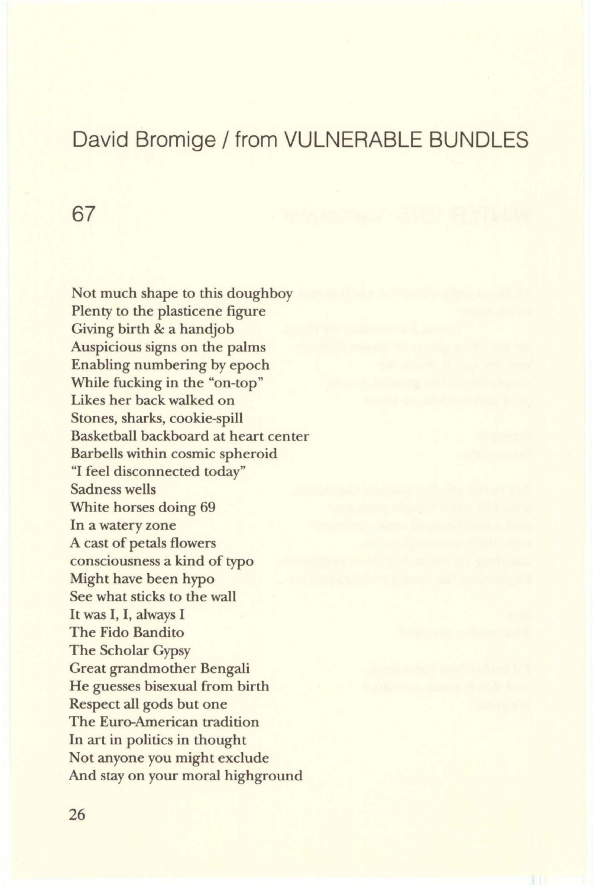# David Bromige / from VULNERABLE BUNDLES

## 67

Not much shape to this doughboy
Plenty to the plasticene figure
Giving birth & a handjob
Auspicious signs on the palms
Enabling numbering by epoch
While fucking in the "on-top"
Likes her back walked on
Stones, sharks, cookie-spill
Basketball backboard at heart center
Barbells within cosmic spheroid
"I feel disconnected today"
Sadness wells
White horses doing 69
In a watery zone
A cast of petals flowers
consciousness a kind of typo
Might have been hypo
See what sticks to the wall
It was I, I, always I
The Fido Bandito
The Scholar Gypsy
Great grandmother Bengali
He guesses bisexual from birth
Respect all gods but one
The Euro-American tradition
In art in politics in thought
Not anyone you might exclude
And stay on your moral highground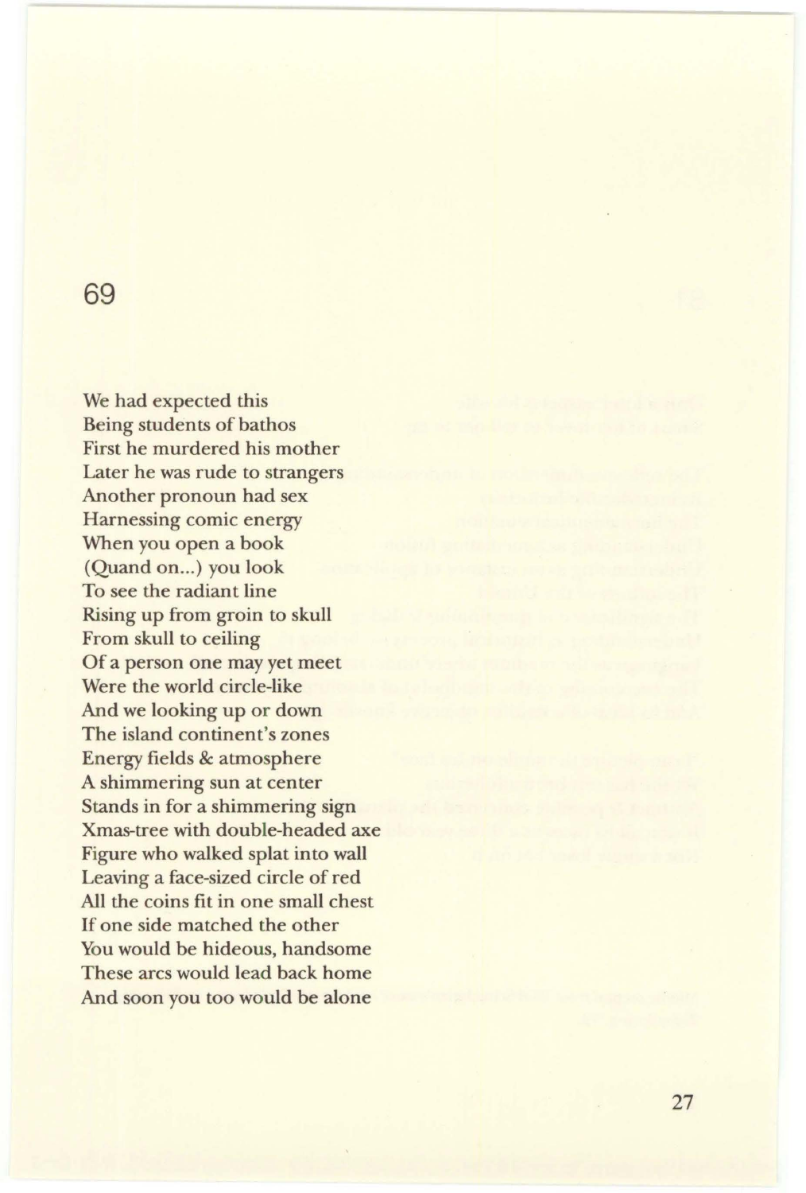## 69

We had expected this  
Being students of bathos  
First he murdered his mother  
Later he was rude to strangers  
Another pronoun had sex  
Harnessing comic energy  
When you open a book  
(Quand on...) you look  
To see the radiant line  
Rising up from groin to skull  
From skull to ceiling  
Of a person one may yet meet  
Were the world circle-like  
And we looking up or down  
The island continent's zones  
Energy fields & atmosphere  
A shimmering sun at center  
Stands in for a shimmering sign  
Xmas-tree with double-headed axe  
Figure who walked splat into wall  
Leaving a face-sized circle of red  
All the coins fit in one small chest  
If one side matched the other  
You would be hideous, handsome  
These arcs would lead back home  
And soon you too would be alone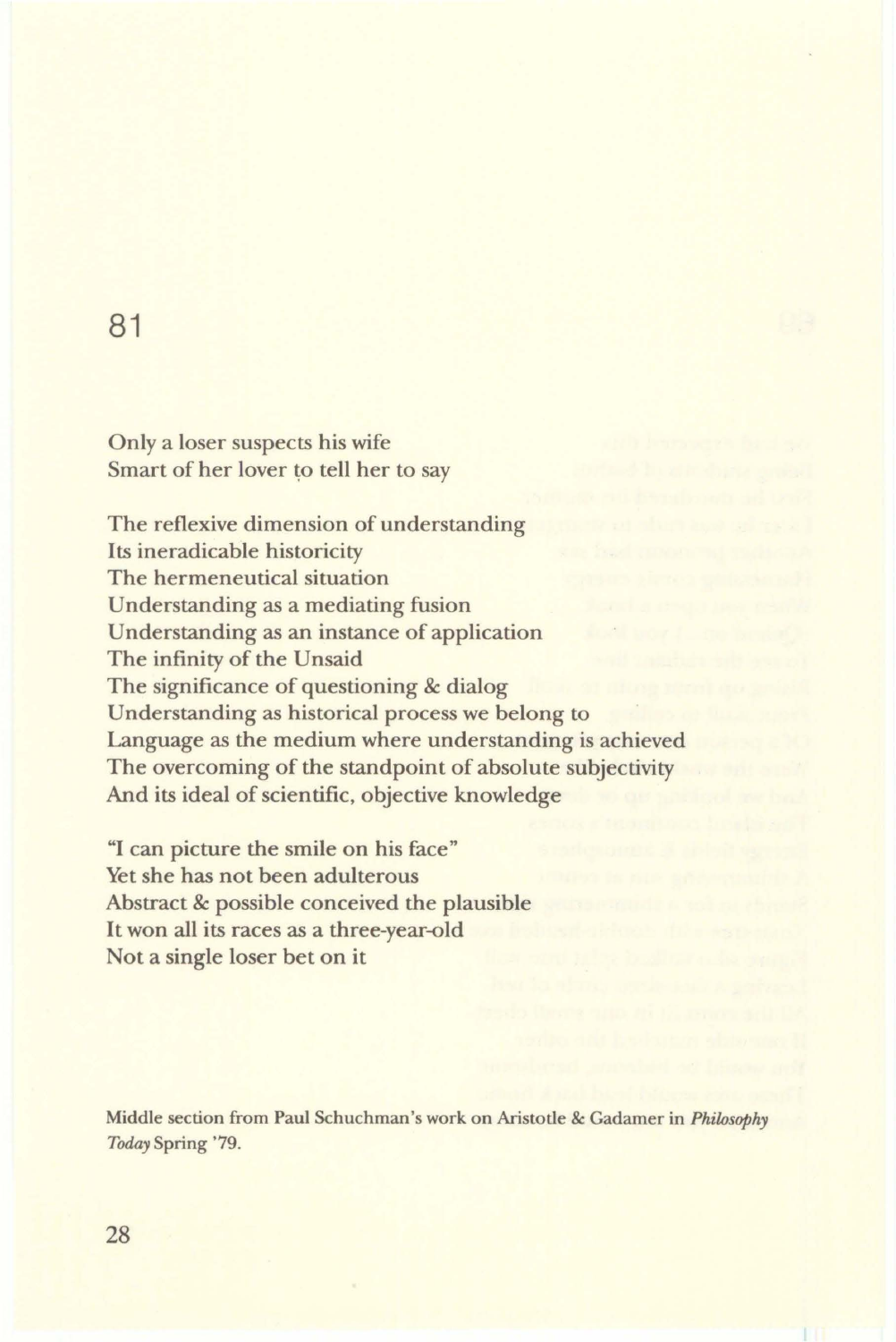## 81

Only a loser suspects his wife  
Smart of her lover to tell her to say

The reflexive dimension of understanding  
Its ineradicable historicity  
The hermeneutical situation  
Understanding as a mediating fusion  
Understanding as an instance of application  
The infinity of the Unsaid  
The significance of questioning & dialog  
Understanding as historical process we belong to  
Language as the medium where understanding is achieved  
The overcoming of the standpoint of absolute subjectivity  
And its ideal of scientific, objective knowledge

"I can picture the smile on his face"  
Yet she has not been adulterous  
Abstract & possible conceived the plausible  
It won all its races as a three-year-old  
Not a single loser bet on it

Middle section from Paul Schuchman's work on Aristotle & Gadamer in *Philosophy Today* Spring '79.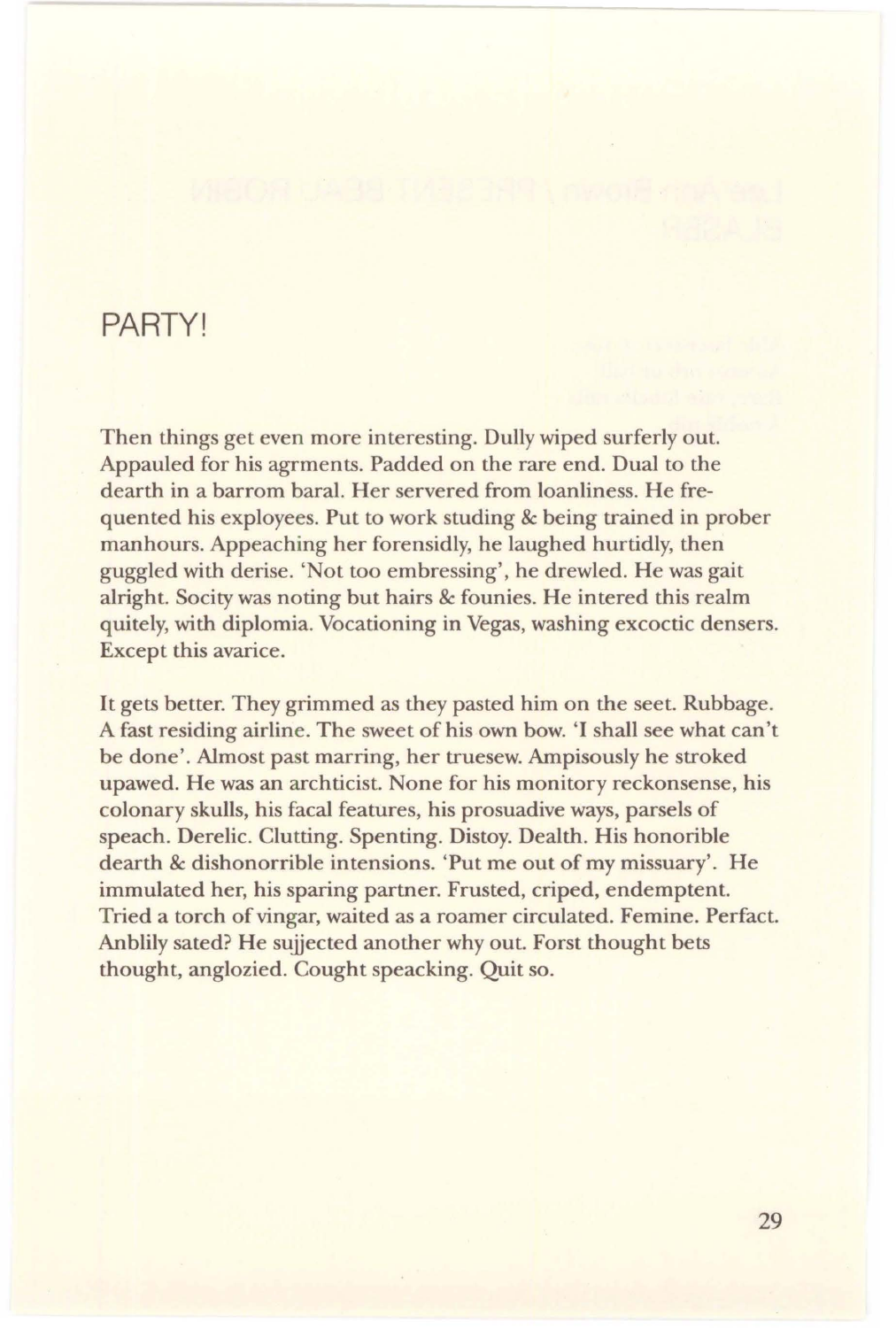# PARTY!

Then things get even more interesting. Dully wiped surferly out. Appauled for his agrments. Padded on the rare end. Dual to the dearth in a barrom baral. Her servered from loanliness. He frequented his exployees. Put to work studing & being trained in prober manhours. Appeaching her forensidly, he laughed hurtidly, then guggled with derise. 'Not too embressing', he drewled. He was gait alright. Socity was noting but hairs & founies. He intered this realm quitely, with diplomia. Vocationing in Vegas, washing excoctic densers. Except this avarice.

It gets better. They grimmed as they pasted him on the seet. Rubbage. A fast residing airline. The sweet of his own bow. 'I shall see what can't be done'. Almost past marring, her truesew. Ampisously he stroked upawed. He was an archticist. None for his monitory reckonsense, his colonary skulls, his facal features, his prosuadive ways, parsels of speach. Derelic. Clutting. Spenting. Distoy. Dealth. His honorible dearth & dishonorrible intensions. 'Put me out of my missuary'. He immulated her, his sparing partner. Frusted, criped, endemptent. Tried a torch of vingar, waited as a roamer circulated. Femine. Perfact. Anblily sated? He sujjected another why out. Forst thought bets thought, anglozied. Cought speacking. Quit so.